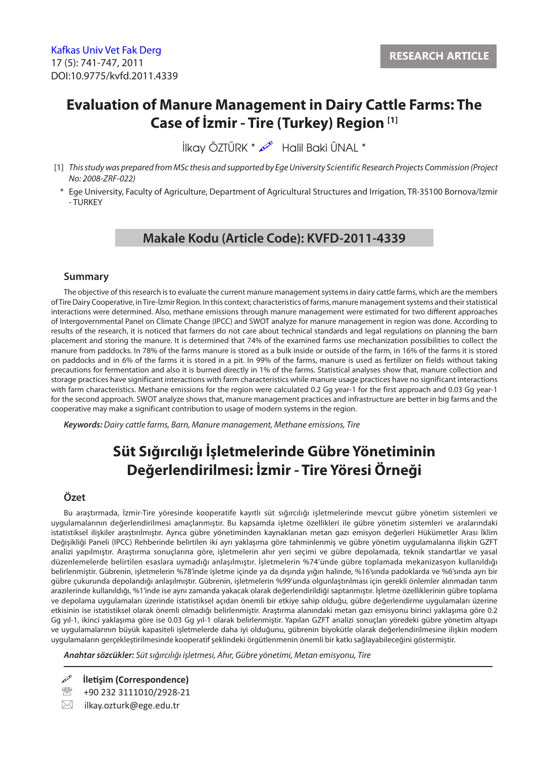RESEARCH ARTICLE

# Evaluation of Manure Management in Dairy Cattle Farms: The Case of İzmir - Tire (Turkey) Region [1]

İlkay ÖZTÜRK * Halil Baki ÜNAL *

[1] *This study was prepared from MSc thesis and supported by Ege University Scientific Research Projects Commission (Project No: 2008-ZRF-022)*

\* Ege University, Faculty of Agriculture, Department of Agricultural Structures and Irrigation, TR-35100 Bornova/Izmir - TURKEY

**Makale Kodu (Article Code): KVFD-2011-4339**

## Summary

The objective of this research is to evaluate the current manure management systems in dairy cattle farms, which are the members of Tire Dairy Cooperative, in Tire-İzmir Region. In this context; characteristics of farms, manure management systems and their statistical interactions were determined. Also, methane emissions through manure management were estimated for two different approaches of Intergovernmental Panel on Climate Change (IPCC) and SWOT analyze for manure management in region was done. According to results of the research, it is noticed that farmers do not care about technical standards and legal regulations on planning the barn placement and storing the manure. It is determined that 74% of the examined farms use mechanization possibilities to collect the manure from paddocks. In 78% of the farms manure is stored as a bulk inside or outside of the farm, in 16% of the farms it is stored on paddocks and in 6% of the farms it is stored in a pit. In 99% of the farms, manure is used as fertilizer on fields without taking precautions for fermentation and also it is burned directly in 1% of the farms. Statistical analyses show that, manure collection and storage practices have significant interactions with farm characteristics while manure usage practices have no significant interactions with farm characteristics. Methane emissions for the region were calculated 0.2 Gg year-1 for the first approach and 0.03 Gg year-1 for the second approach. SWOT analyze shows that, manure management practices and infrastructure are better in big farms and the cooperative may make a significant contribution to usage of modern systems in the region.

***Keywords:*** *Dairy cattle farms, Barn, Manure management, Methane emissions, Tire*

# Süt Sığırcılığı İşletmelerinde Gübre Yönetiminin Değerlendirilmesi: İzmir - Tire Yöresi Örneği

## Özet

Bu araştırmada, İzmir-Tire yöresinde kooperatife kayıtlı süt sığırcılığı işletmelerinde mevcut gübre yönetim sistemleri ve uygulamalarının değerlendirilmesi amaçlanmıştır. Bu kapsamda işletme özellikleri ile gübre yönetim sistemleri ve aralarındaki istatistiksel ilişkiler araştırılmıştır. Ayrıca gübre yönetiminden kaynaklanan metan gazı emisyon değerleri Hükümetler Arası İklim Değişikliği Paneli (IPCC) Rehberinde belirtilen iki ayrı yaklaşıma göre tahminlenmiş ve gübre yönetim uygulamalarına ilişkin GZFT analizi yapılmıştır. Araştırma sonuçlarına göre, işletmelerin ahır yeri seçimi ve gübre depolamada, teknik standartlar ve yasal düzenlemelerde belirtilen esaslara uymadığı anlaşılmıştır. İşletmelerin %74'ünde gübre toplamada mekanizasyon kullanıldığı belirlenmiştir. Gübrenin, işletmelerin %78'inde işletme içinde ya da dışında yığın halinde, %16'sında padoklarda ve %6'sında ayrı bir gübre çukurunda depolandığı anlaşılmıştır. Gübrenin, işletmelerin %99'unda olgunlaştırılması için gerekli önlemler alınmadan tarım arazilerinde kullanıldığı, %1'inde ise aynı zamanda yakacak olarak değerlendirildiği saptanmıştır. İşletme özelliklerinin gübre toplama ve depolama uygulamaları üzerinde istatistiksel açıdan önemli bir etkiye sahip olduğu, gübre değerlendirme uygulamaları üzerine etkisinin ise istatistiksel olarak önemli olmadığı belirlenmiştir. Araştırma alanındaki metan gazı emisyonu birinci yaklaşıma göre 0.2 Gg yıl-1, ikinci yaklaşıma göre ise 0.03 Gg yıl-1 olarak belirlenmiştir. Yapılan GZFT analizi sonuçları yöredeki gübre yönetim altyapı ve uygulamalarının büyük kapasiteli işletmelerde daha iyi olduğunu, gübrenin biyokütle olarak değerlendirilmesine ilişkin modern uygulamaların gerçekleştirilmesinde kooperatif şeklindeki örgütlenmenin önemli bir katkı sağlayabileceğini göstermiştir.

***Anahtar sözcükler:*** *Süt sığırcılığı işletmesi, Ahır, Gübre yönetimi, Metan emisyonu, Tire*

---

**İletişim (Correspondence)**

+90 232 3111010/2928-21

ilkay.ozturk@ege.edu.tr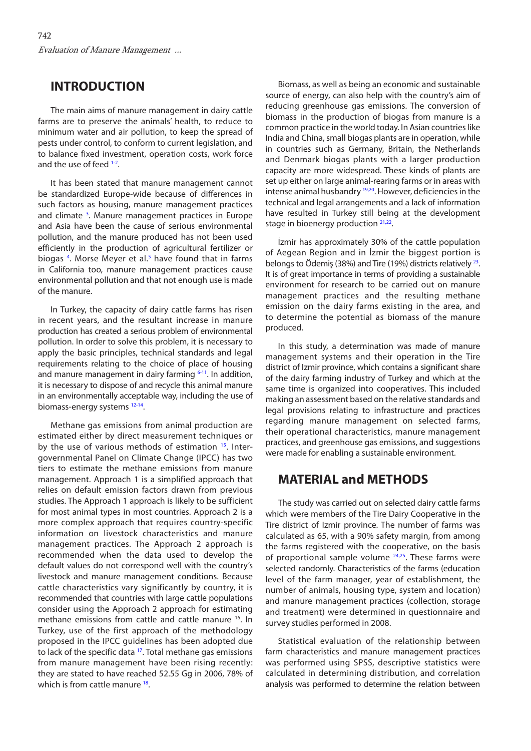## INTRODUCTION

The main aims of manure management in dairy cattle farms are to preserve the animals' health, to reduce to minimum water and air pollution, to keep the spread of pests under control, to conform to current legislation, and to balance fixed investment, operation costs, work force and the use of feed [1-2].

It has been stated that manure management cannot be standardized Europe-wide because of differences in such factors as housing, manure management practices and climate [3]. Manure management practices in Europe and Asia have been the cause of serious environmental pollution, and the manure produced has not been used efficiently in the production of agricultural fertilizer or biogas [4]. Morse Meyer et al.[5] have found that in farms in California too, manure management practices cause environmental pollution and that not enough use is made of the manure.

In Turkey, the capacity of dairy cattle farms has risen in recent years, and the resultant increase in manure production has created a serious problem of environmental pollution. In order to solve this problem, it is necessary to apply the basic principles, technical standards and legal requirements relating to the choice of place of housing and manure management in dairy farming [6-11]. In addition, it is necessary to dispose of and recycle this animal manure in an environmentally acceptable way, including the use of biomass-energy systems [12-14].

Methane gas emissions from animal production are estimated either by direct measurement techniques or by the use of various methods of estimation [15]. Inter-governmental Panel on Climate Change (IPCC) has two tiers to estimate the methane emissions from manure management. Approach 1 is a simplified approach that relies on default emission factors drawn from previous studies. The Approach 1 approach is likely to be sufficient for most animal types in most countries. Approach 2 is a more complex approach that requires country-specific information on livestock characteristics and manure management practices. The Approach 2 approach is recommended when the data used to develop the default values do not correspond well with the country's livestock and manure management conditions. Because cattle characteristics vary significantly by country, it is recommended that countries with large cattle populations consider using the Approach 2 approach for estimating methane emissions from cattle and cattle manure [16]. In Turkey, use of the first approach of the methodology proposed in the IPCC guidelines has been adopted due to lack of the specific data [17]. Total methane gas emissions from manure management have been rising recently: they are stated to have reached 52.55 Gg in 2006, 78% of which is from cattle manure [18].

Biomass, as well as being an economic and sustainable source of energy, can also help with the country's aim of reducing greenhouse gas emissions. The conversion of biomass in the production of biogas from manure is a common practice in the world today. In Asian countries like India and China, small biogas plants are in operation, while in countries such as Germany, Britain, the Netherlands and Denmark biogas plants with a larger production capacity are more widespread. These kinds of plants are set up either on large animal-rearing farms or in areas with intense animal husbandry [19,20]. However, deficiencies in the technical and legal arrangements and a lack of information have resulted in Turkey still being at the development stage in bioenergy production [21,22].

İzmir has approximately 30% of the cattle population of Aegean Region and in İzmir the biggest portion is belongs to Ödemiş (38%) and Tire (19%) districts relatively [23]. It is of great importance in terms of providing a sustainable environment for research to be carried out on manure management practices and the resulting methane emission on the dairy farms existing in the area, and to determine the potential as biomass of the manure produced.

In this study, a determination was made of manure management systems and their operation in the Tire district of Izmir province, which contains a significant share of the dairy farming industry of Turkey and which at the same time is organized into cooperatives. This included making an assessment based on the relative standards and legal provisions relating to infrastructure and practices regarding manure management on selected farms, their operational characteristics, manure management practices, and greenhouse gas emissions, and suggestions were made for enabling a sustainable environment.

## MATERIAL and METHODS

The study was carried out on selected dairy cattle farms which were members of the Tire Dairy Cooperative in the Tire district of Izmir province. The number of farms was calculated as 65, with a 90% safety margin, from among the farms registered with the cooperative, on the basis of proportional sample volume [24,25]. These farms were selected randomly. Characteristics of the farms (education level of the farm manager, year of establishment, the number of animals, housing type, system and location) and manure management practices (collection, storage and treatment) were determined in questionnaire and survey studies performed in 2008.

Statistical evaluation of the relationship between farm characteristics and manure management practices was performed using SPSS, descriptive statistics were calculated in determining distribution, and correlation analysis was performed to determine the relation between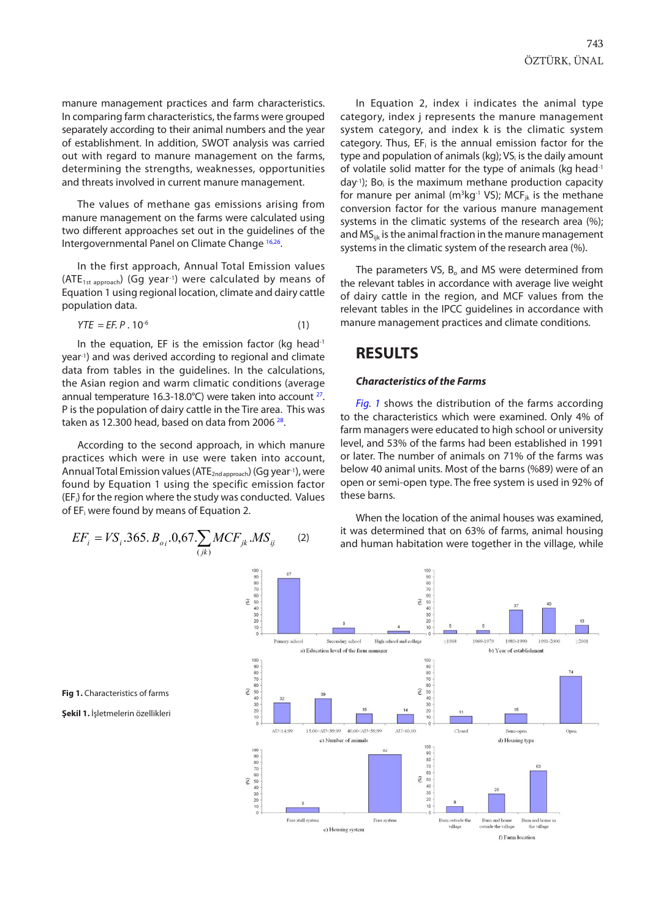manure management practices and farm characteristics. In comparing farm characteristics, the farms were grouped separately according to their animal numbers and the year of establishment. In addition, SWOT analysis was carried out with regard to manure management on the farms, determining the strengths, weaknesses, opportunities and threats involved in current manure management.

The values of methane gas emissions arising from manure management on the farms were calculated using two different approaches set out in the guidelines of the Intergovernmental Panel on Climate Change [16,26].

In the first approach, Annual Total Emission values ($ATE_{1st\ approach}$) (Gg year$^{-1}$) were calculated by means of Equation 1 using regional location, climate and dairy cattle population data.

$$YTE = EF.\, P\, .\, 10^{-6} \qquad (1)$$

In the equation, EF is the emission factor (kg head$^{-1}$ year$^{-1}$) and was derived according to regional and climate data from tables in the guidelines. In the calculations, the Asian region and warm climatic conditions (average annual temperature 16.3-18.0°C) were taken into account [27]. P is the population of dairy cattle in the Tire area. This was taken as 12.300 head, based on data from 2006 [28].

According to the second approach, in which manure practices which were in use were taken into account, Annual Total Emission values ($ATE_{2nd\ approach}$) (Gg year$^{-1}$), were found by Equation 1 using the specific emission factor ($EF_i$) for the region where the study was conducted. Values of $EF_i$ were found by means of Equation 2.

$$EF_i = VS_i .365.\, B_{oi} .0{,}67. \sum_{(jk)} MCF_{jk} .MS_{ij} \qquad (2)$$

In Equation 2, index i indicates the animal type category, index j represents the manure management system category, and index k is the climatic system category. Thus, $EF_i$ is the annual emission factor for the type and population of animals (kg); $VS_i$ is the daily amount of volatile solid matter for the type of animals (kg head$^{-1}$ day$^{-1}$); $Bo_i$ is the maximum methane production capacity for manure per animal (m$^3$kg$^{-1}$ VS); $MCF_{jk}$ is the methane conversion factor for the various manure management systems in the climatic systems of the research area (%); and $MS_{ijk}$ is the animal fraction in the manure management systems in the climatic system of the research area (%).

The parameters VS, $B_o$ and MS were determined from the relevant tables in accordance with average live weight of dairy cattle in the region, and MCF values from the relevant tables in the IPCC guidelines in accordance with manure management practices and climate conditions.

# RESULTS

### *Characteristics of the Farms*

*Fig. 1* shows the distribution of the farms according to the characteristics which were examined. Only 4% of farm managers were educated to high school or university level, and 53% of the farms had been established in 1991 or later. The number of animals on 71% of the farms was below 40 animal units. Most of the barns (%89) were of an open or semi-open type. The free system is used in 92% of these barns.

When the location of the animal houses was examined, it was determined that on 63% of farms, animal housing and human habitation were together in the village, while

**Fig 1.** Characteristics of farms

**Şekil 1.** İşletmelerin özellikleri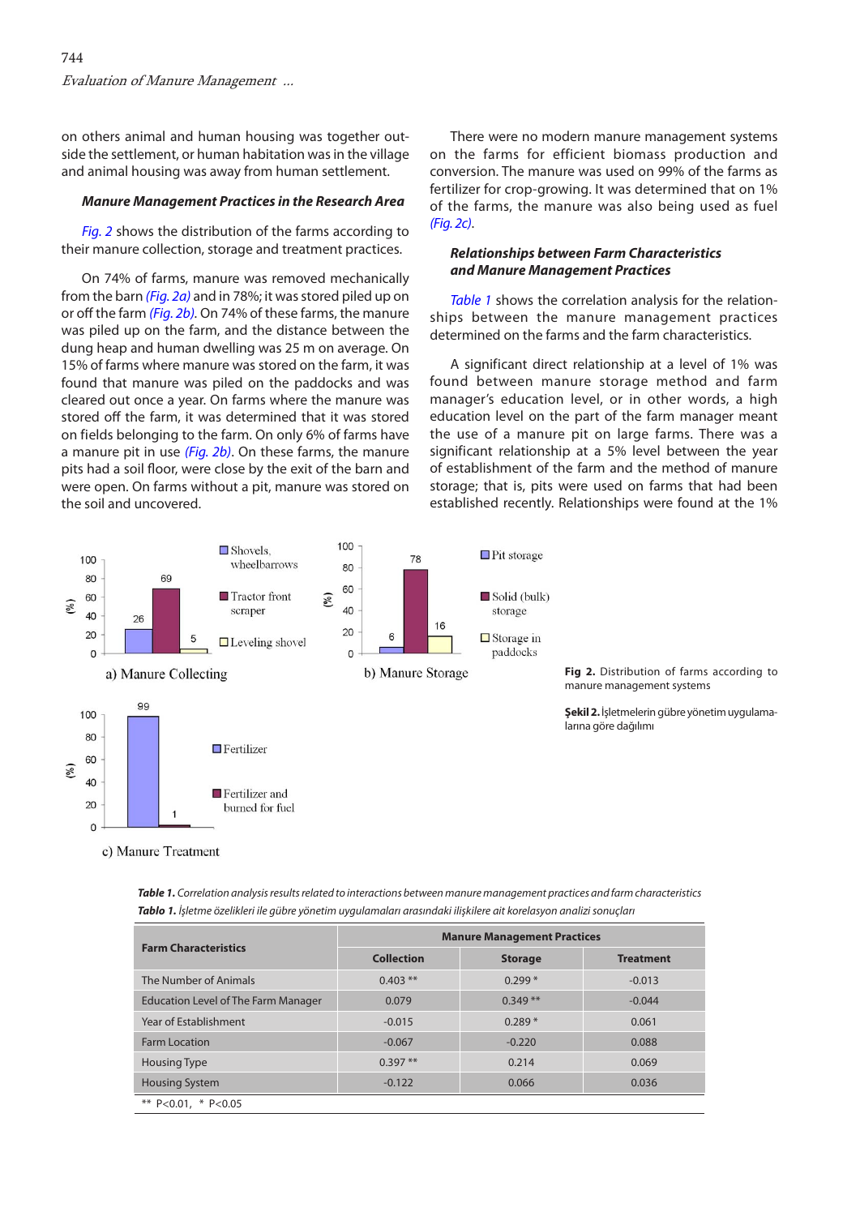on others animal and human housing was together outside the settlement, or human habitation was in the village and animal housing was away from human settlement.

### Manure Management Practices in the Research Area

*Fig. 2* shows the distribution of the farms according to their manure collection, storage and treatment practices.

On 74% of farms, manure was removed mechanically from the barn *(Fig. 2a)* and in 78%; it was stored piled up on or off the farm *(Fig. 2b)*. On 74% of these farms, the manure was piled up on the farm, and the distance between the dung heap and human dwelling was 25 m on average. On 15% of farms where manure was stored on the farm, it was found that manure was piled on the paddocks and was cleared out once a year. On farms where the manure was stored off the farm, it was determined that it was stored on fields belonging to the farm. On only 6% of farms have a manure pit in use *(Fig. 2b)*. On these farms, the manure pits had a soil floor, were close by the exit of the barn and were open. On farms without a pit, manure was stored on the soil and uncovered.

There were no modern manure management systems on the farms for efficient biomass production and conversion. The manure was used on 99% of the farms as fertilizer for crop-growing. It was determined that on 1% of the farms, the manure was also being used as fuel *(Fig. 2c)*.

### Relationships between Farm Characteristics and Manure Management Practices

*Table 1* shows the correlation analysis for the relationships between the manure management practices determined on the farms and the farm characteristics.

A significant direct relationship at a level of 1% was found between manure storage method and farm manager's education level, or in other words, a high education level on the part of the farm manager meant the use of a manure pit on large farms. There was a significant relationship at a 5% level between the year of establishment of the farm and the method of manure storage; that is, pits were used on farms that had been established recently. Relationships were found at the 1%

**Fig 2.** Distribution of farms according to manure management systems

**Şekil 2.** İşletmelerin gübre yönetim uygulamalarına göre dağılımı

***Table 1.*** *Correlation analysis results related to interactions between manure management practices and farm characteristics*

***Tablo 1.*** *İşletme özelikleri ile gübre yönetim uygulamaları arasındaki ilişkilere ait korelasyon analizi sonuçları*

| Farm Characteristics | Manure Management Practices | | |
|---|---|---|---|
| | Collection | Storage | Treatment |
| The Number of Animals | 0.403 ** | 0.299 * | -0.013 |
| Education Level of The Farm Manager | 0.079 | 0.349 ** | -0.044 |
| Year of Establishment | -0.015 | 0.289 * | 0.061 |
| Farm Location | -0.067 | -0.220 | 0.088 |
| Housing Type | 0.397 ** | 0.214 | 0.069 |
| Housing System | -0.122 | 0.066 | 0.036 |

** P<0.01, * P<0.05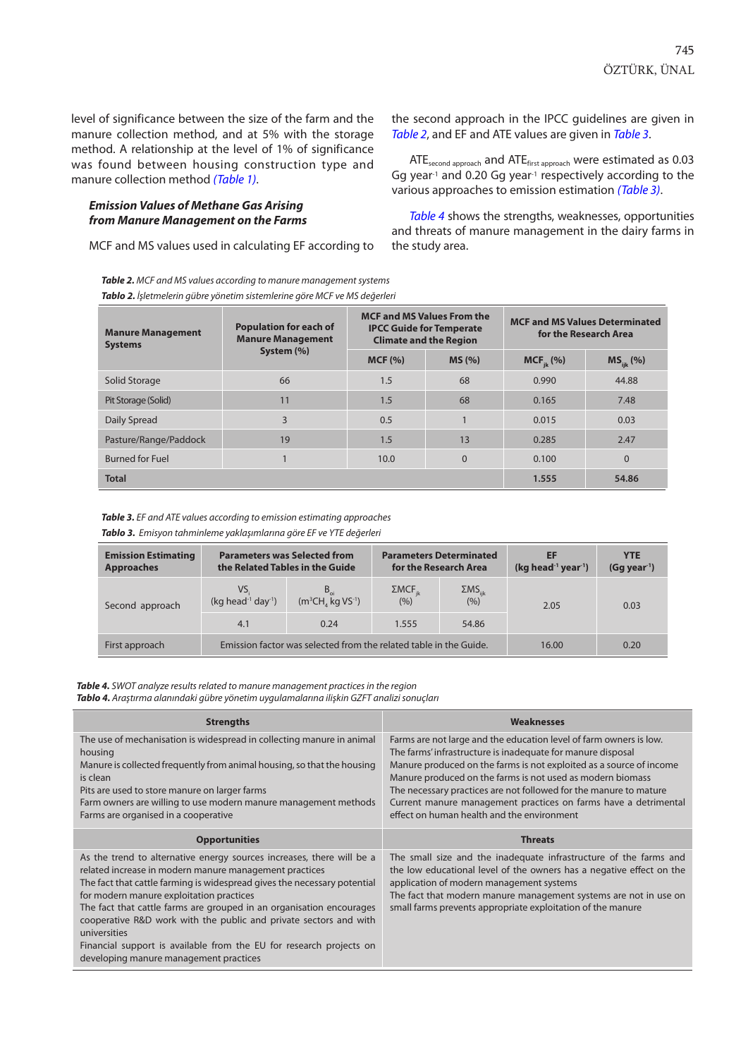level of significance between the size of the farm and the manure collection method, and at 5% with the storage method. A relationship at the level of 1% of significance was found between housing construction type and manure collection method *(Table 1)*.

### *Emission Values of Methane Gas Arising from Manure Management on the Farms*

MCF and MS values used in calculating EF according to the second approach in the IPCC guidelines are given in *Table 2*, and EF and ATE values are given in *Table 3*.

$ATE_{second\ approach}$ and $ATE_{first\ approach}$ were estimated as 0.03 Gg year$^{-1}$ and 0.20 Gg year$^{-1}$ respectively according to the various approaches to emission estimation *(Table 3)*.

*Table 4* shows the strengths, weaknesses, opportunities and threats of manure management in the dairy farms in the study area.

***Table 2.*** *MCF and MS values according to manure management systems*
***Tablo 2.*** *İşletmelerin gübre yönetim sistemlerine göre MCF ve MS değerleri*

| Manure Management Systems | Population for each of Manure Management System (%) | MCF and MS Values From the IPCC Guide for Temperate Climate and the Region | | MCF and MS Values Determinated for the Research Area | |
|---|---|---|---|---|---|
| | | MCF (%) | MS (%) | $MCF_{jk}$ (%) | $MS_{ijk}$ (%) |
| Solid Storage | 66 | 1.5 | 68 | 0.990 | 44.88 |
| Pit Storage (Solid) | 11 | 1.5 | 68 | 0.165 | 7.48 |
| Daily Spread | 3 | 0.5 | 1 | 0.015 | 0.03 |
| Pasture/Range/Paddock | 19 | 1.5 | 13 | 0.285 | 2.47 |
| Burned for Fuel | 1 | 10.0 | 0 | 0.100 | 0 |
| **Total** | | | | **1.555** | **54.86** |

***Table 3.*** *EF and ATE values according to emission estimating approaches*
***Tablo 3.*** *Emisyon tahminleme yaklaşımlarına göre EF ve YTE değerleri*

| Emission Estimating Approaches | Parameters was Selected from the Related Tables in the Guide | | Parameters Determinated for the Research Area | | EF (kg head$^{-1}$ year$^{-1}$) | YTE (Gg year$^{-1}$) |
|---|---|---|---|---|---|---|
| Second approach | $VS_i$ (kg head$^{-1}$ day$^{-1}$) | $B_{oi}$ ($m^3CH_4$ kg $VS^{-1}$) | $\Sigma MCF_{jk}$ (%) | $\Sigma MS_{ijk}$ (%) | 2.05 | 0.03 |
| | 4.1 | 0.24 | 1.555 | 54.86 | | |
| First approach | Emission factor was selected from the related table in the Guide. | | | | 16.00 | 0.20 |

***Table 4.*** *SWOT analyze results related to manure management practices in the region*
***Tablo 4.*** *Araştırma alanındaki gübre yönetim uygulamalarına ilişkin GZFT analizi sonuçları*

| Strengths | Weaknesses |
|---|---|
| The use of mechanisation is widespread in collecting manure in animal housing<br>Manure is collected frequently from animal housing, so that the housing is clean<br>Pits are used to store manure on larger farms<br>Farm owners are willing to use modern manure management methods<br>Farms are organised in a cooperative | Farms are not large and the education level of farm owners is low.<br>The farms' infrastructure is inadequate for manure disposal<br>Manure produced on the farms is not exploited as a source of income<br>Manure produced on the farms is not used as modern biomass<br>The necessary practices are not followed for the manure to mature<br>Current manure management practices on farms have a detrimental effect on human health and the environment |
| **Opportunities** | **Threats** |
| As the trend to alternative energy sources increases, there will be a related increase in modern manure management practices<br>The fact that cattle farming is widespread gives the necessary potential for modern manure exploitation practices<br>The fact that cattle farms are grouped in an organisation encourages cooperative R&D work with the public and private sectors and with universities<br>Financial support is available from the EU for research projects on developing manure management practices | The small size and the inadequate infrastructure of the farms and the low educational level of the owners has a negative effect on the application of modern management systems<br>The fact that modern manure management systems are not in use on small farms prevents appropriate exploitation of the manure |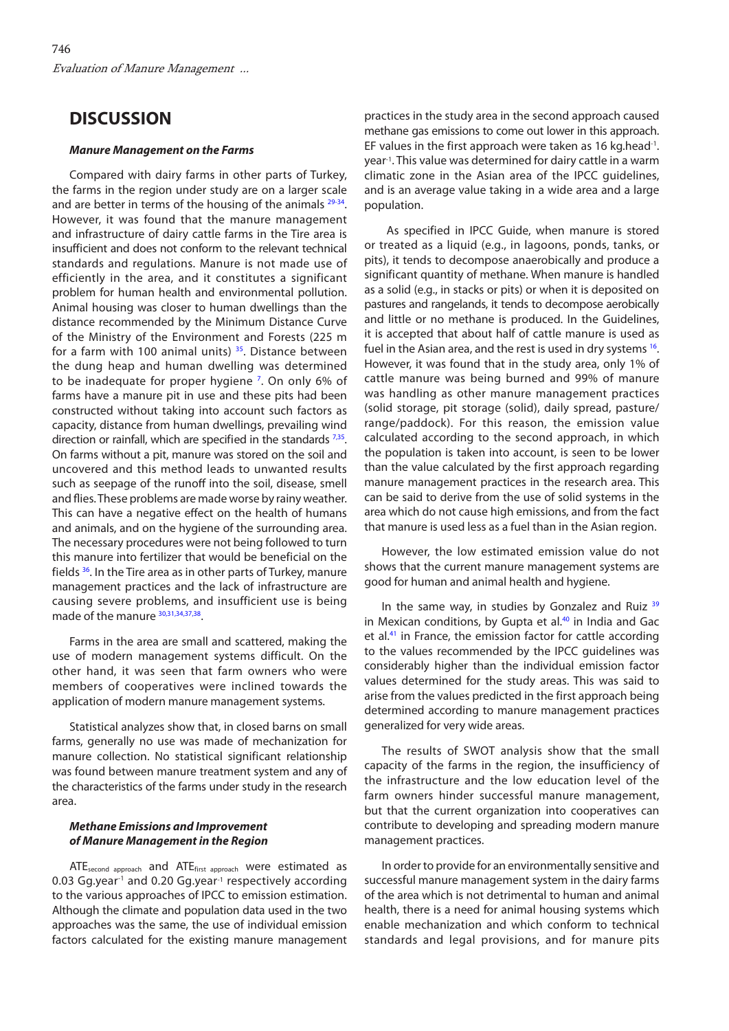## DISCUSSION

### *Manure Management on the Farms*

Compared with dairy farms in other parts of Turkey, the farms in the region under study are on a larger scale and are better in terms of the housing of the animals [29-34]. However, it was found that the manure management and infrastructure of dairy cattle farms in the Tire area is insufficient and does not conform to the relevant technical standards and regulations. Manure is not made use of efficiently in the area, and it constitutes a significant problem for human health and environmental pollution. Animal housing was closer to human dwellings than the distance recommended by the Minimum Distance Curve of the Ministry of the Environment and Forests (225 m for a farm with 100 animal units) [35]. Distance between the dung heap and human dwelling was determined to be inadequate for proper hygiene [7]. On only 6% of farms have a manure pit in use and these pits had been constructed without taking into account such factors as capacity, distance from human dwellings, prevailing wind direction or rainfall, which are specified in the standards [7,35]. On farms without a pit, manure was stored on the soil and uncovered and this method leads to unwanted results such as seepage of the runoff into the soil, disease, smell and flies. These problems are made worse by rainy weather. This can have a negative effect on the health of humans and animals, and on the hygiene of the surrounding area. The necessary procedures were not being followed to turn this manure into fertilizer that would be beneficial on the fields [36]. In the Tire area as in other parts of Turkey, manure management practices and the lack of infrastructure are causing severe problems, and insufficient use is being made of the manure [30,31,34,37,38].

Farms in the area are small and scattered, making the use of modern management systems difficult. On the other hand, it was seen that farm owners who were members of cooperatives were inclined towards the application of modern manure management systems.

Statistical analyzes show that, in closed barns on small farms, generally no use was made of mechanization for manure collection. No statistical significant relationship was found between manure treatment system and any of the characteristics of the farms under study in the research area.

### *Methane Emissions and Improvement of Manure Management in the Region*

$ATE_{second\ approach}$ and $ATE_{first\ approach}$ were estimated as 0.03 $Gg.year^{-1}$ and 0.20 $Gg.year^{-1}$ respectively according to the various approaches of IPCC to emission estimation. Although the climate and population data used in the two approaches was the same, the use of individual emission factors calculated for the existing manure management practices in the study area in the second approach caused methane gas emissions to come out lower in this approach. EF values in the first approach were taken as 16 $kg.head^{-1}.year^{-1}$. This value was determined for dairy cattle in a warm climatic zone in the Asian area of the IPCC guidelines, and is an average value taking in a wide area and a large population.

As specified in IPCC Guide, when manure is stored or treated as a liquid (e.g., in lagoons, ponds, tanks, or pits), it tends to decompose anaerobically and produce a significant quantity of methane. When manure is handled as a solid (e.g., in stacks or pits) or when it is deposited on pastures and rangelands, it tends to decompose aerobically and little or no methane is produced. In the Guidelines, it is accepted that about half of cattle manure is used as fuel in the Asian area, and the rest is used in dry systems [16]. However, it was found that in the study area, only 1% of cattle manure was being burned and 99% of manure was handling as other manure management practices (solid storage, pit storage (solid), daily spread, pasture/range/paddock). For this reason, the emission value calculated according to the second approach, in which the population is taken into account, is seen to be lower than the value calculated by the first approach regarding manure management practices in the research area. This can be said to derive from the use of solid systems in the area which do not cause high emissions, and from the fact that manure is used less as a fuel than in the Asian region.

However, the low estimated emission value do not shows that the current manure management systems are good for human and animal health and hygiene.

In the same way, in studies by Gonzalez and Ruiz [39] in Mexican conditions, by Gupta et al.[40] in India and Gac et al.[41] in France, the emission factor for cattle according to the values recommended by the IPCC guidelines was considerably higher than the individual emission factor values determined for the study areas. This was said to arise from the values predicted in the first approach being determined according to manure management practices generalized for very wide areas.

The results of SWOT analysis show that the small capacity of the farms in the region, the insufficiency of the infrastructure and the low education level of the farm owners hinder successful manure management, but that the current organization into cooperatives can contribute to developing and spreading modern manure management practices.

In order to provide for an environmentally sensitive and successful manure management system in the dairy farms of the area which is not detrimental to human and animal health, there is a need for animal housing systems which enable mechanization and which conform to technical standards and legal provisions, and for manure pits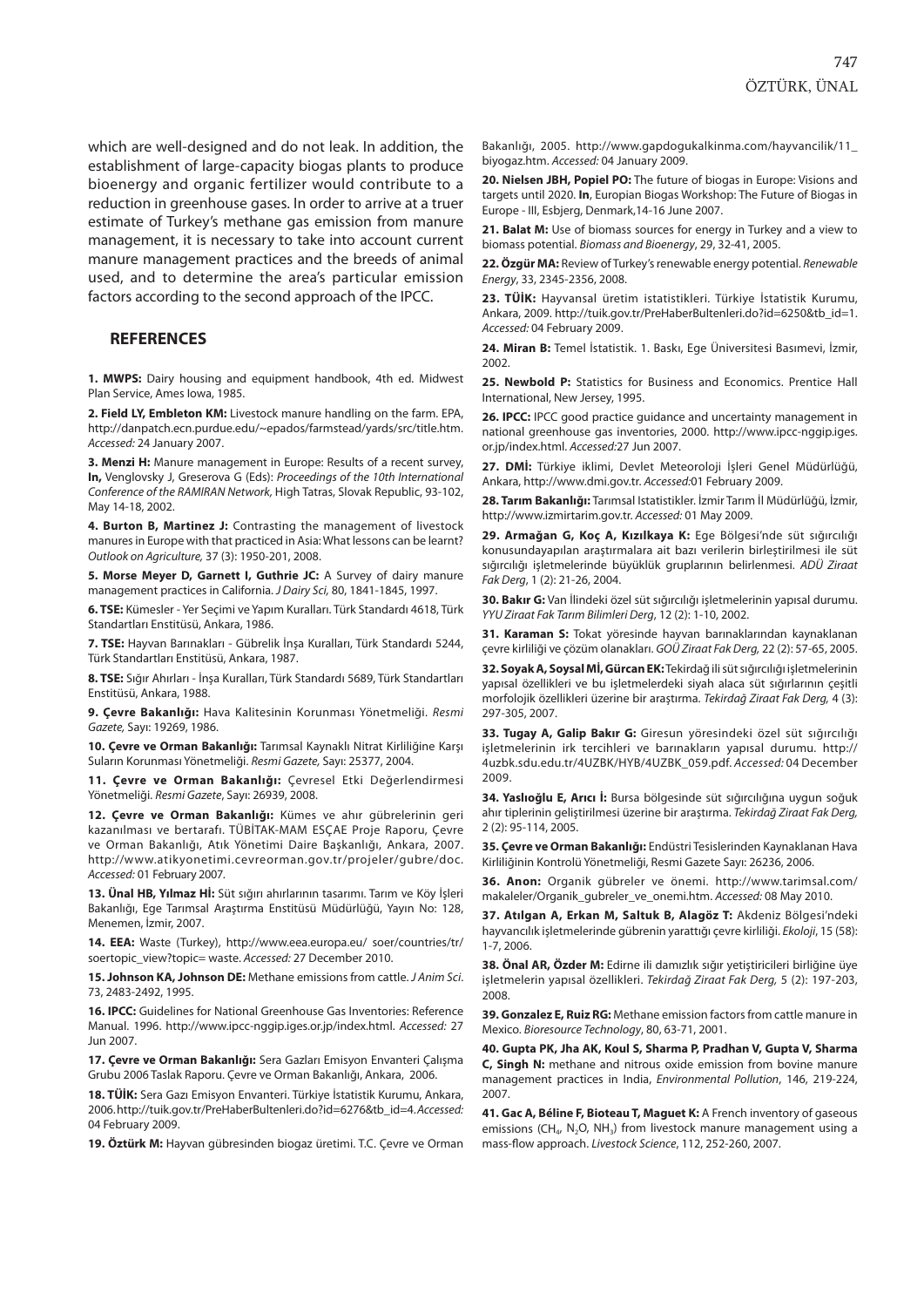which are well-designed and do not leak. In addition, the establishment of large-capacity biogas plants to produce bioenergy and organic fertilizer would contribute to a reduction in greenhouse gases. In order to arrive at a truer estimate of Turkey's methane gas emission from manure management, it is necessary to take into account current manure management practices and the breeds of animal used, and to determine the area's particular emission factors according to the second approach of the IPCC.

## REFERENCES

**1. MWPS:** Dairy housing and equipment handbook, 4th ed. Midwest Plan Service, Ames Iowa, 1985.

**2. Field LY, Embleton KM:** Livestock manure handling on the farm. EPA, http://danpatch.ecn.purdue.edu/~epados/farmstead/yards/src/title.htm. *Accessed:* 24 January 2007.

**3. Menzi H:** Manure management in Europe: Results of a recent survey, **In,** Venglovsky J, Greserova G (Eds): *Proceedings of the 10th International Conference of the RAMIRAN Network,* High Tatras, Slovak Republic, 93-102, May 14-18, 2002.

**4. Burton B, Martinez J:** Contrasting the management of livestock manures in Europe with that practiced in Asia: What lessons can be learnt? *Outlook on Agriculture,* 37 (3): 1950-201, 2008.

**5. Morse Meyer D, Garnett I, Guthrie JC:** A Survey of dairy manure management practices in California. *J Dairy Sci,* 80, 1841-1845, 1997.

**6. TSE:** Kümesler - Yer Seçimi ve Yapım Kuralları. Türk Standardı 4618, Türk Standartları Enstitüsü, Ankara, 1986.

**7. TSE:** Hayvan Barınakları - Gübrelik İnşa Kuralları, Türk Standardı 5244, Türk Standartları Enstitüsü, Ankara, 1987.

**8. TSE:** Sığır Ahırları - İnşa Kuralları, Türk Standardı 5689, Türk Standartları Enstitüsü, Ankara, 1988.

**9. Çevre Bakanlığı:** Hava Kalitesinin Korunması Yönetmeliği. *Resmi Gazete,* Sayı: 19269, 1986.

**10. Çevre ve Orman Bakanlığı:** Tarımsal Kaynaklı Nitrat Kirliliğine Karşı Suların Korunması Yönetmeliği. *Resmi Gazete,* Sayı: 25377, 2004.

**11. Çevre ve Orman Bakanlığı:** Çevresel Etki Değerlendirmesi Yönetmeliği. *Resmi Gazete*, Sayı: 26939, 2008.

**12. Çevre ve Orman Bakanlığı:** Kümes ve ahır gübrelerinin geri kazanılması ve bertarafı. TÜBİTAK-MAM EŞÇAE Proje Raporu, Çevre ve Orman Bakanlığı, Atık Yönetimi Daire Başkanlığı, Ankara, 2007. http://www.atikyonetimi.cevreorman.gov.tr/projeler/gubre/doc. *Accessed:* 01 February 2007.

**13. Ünal HB, Yılmaz Hİ:** Süt sığırı ahırlarının tasarımı. Tarım ve Köy İşleri Bakanlığı, Ege Tarımsal Araştırma Enstitüsü Müdürlüğü, Yayın No: 128, Menemen, İzmir, 2007.

**14. EEA:** Waste (Turkey), http://www.eea.europa.eu/ soer/countries/tr/soertopic_view?topic= waste. *Accessed:* 27 December 2010.

**15. Johnson KA, Johnson DE:** Methane emissions from cattle. *J Anim Sci*. 73, 2483-2492, 1995.

**16. IPCC:** Guidelines for National Greenhouse Gas Inventories: Reference Manual. 1996. http://www.ipcc-nggip.iges.or.jp/index.html. *Accessed:* 27 Jun 2007.

**17. Çevre ve Orman Bakanlığı:** Sera Gazları Emisyon Envanteri Çalışma Grubu 2006 Taslak Raporu. Çevre ve Orman Bakanlığı, Ankara, 2006.

**18. TÜİK:** Sera Gazı Emisyon Envanteri. Türkiye İstatistik Kurumu, Ankara, 2006. http://tuik.gov.tr/PreHaberBultenleri.do?id=6276&tb_id=4. *Accessed:* 04 February 2009.

**19. Öztürk M:** Hayvan gübresinden biogaz üretimi. T.C. Çevre ve Orman Bakanlığı, 2005. http://www.gapdogukalkinma.com/hayvancilik/11_biyogaz.htm. *Accessed:* 04 January 2009.

**20. Nielsen JBH, Popiel PO:** The future of biogas in Europe: Visions and targets until 2020. **In**, Europian Biogas Workshop: The Future of Biogas in Europe - III, Esbjerg, Denmark,14-16 June 2007.

**21. Balat M:** Use of biomass sources for energy in Turkey and a view to biomass potential. *Biomass and Bioenergy*, 29, 32-41, 2005.

**22. Özgür MA:** Review of Turkey's renewable energy potential. *Renewable Energy*, 33, 2345-2356, 2008.

**23. TÜİK:** Hayvansal üretim istatistikleri. Türkiye İstatistik Kurumu, Ankara, 2009. http://tuik.gov.tr/PreHaberBultenleri.do?id=6250&tb_id=1. *Accessed:* 04 February 2009.

**24. Miran B:** Temel İstatistik. 1. Baskı, Ege Üniversitesi Basımevi, İzmir, 2002.

**25. Newbold P:** Statistics for Business and Economics. Prentice Hall International, New Jersey, 1995.

**26. IPCC:** IPCC good practice guidance and uncertainty management in national greenhouse gas inventories, 2000. http://www.ipcc-nggip.iges.or.jp/index.html. *Accessed:*27 Jun 2007.

**27. DMİ:** Türkiye iklimi, Devlet Meteoroloji İşleri Genel Müdürlüğü, Ankara, http://www.dmi.gov.tr. *Accessed:*01 February 2009.

**28. Tarım Bakanlığı:** Tarımsal Istatistikler. İzmir Tarım İl Müdürlüğü, İzmir, http://www.izmirtarim.gov.tr. *Accessed:* 01 May 2009.

**29. Armağan G, Koç A, Kızılkaya K:** Ege Bölgesi'nde süt sığırcılığı konusundayapılan araştırmalara ait bazı verilerin birleştirilmesi ile süt sığırcılığı işletmelerinde büyüklük gruplarının belirlenmesi. *ADÜ Ziraat Fak Derg*, 1 (2): 21-26, 2004.

**30. Bakır G:** Van İlindeki özel süt sığırcılığı işletmelerinin yapısal durumu. *YYU Ziraat Fak Tarım Bilimleri Derg*, 12 (2): 1-10, 2002.

**31. Karaman S:** Tokat yöresinde hayvan barınaklarından kaynaklanan çevre kirliliği ve çözüm olanakları. *GOÜ Ziraat Fak Derg,* 22 (2): 57-65, 2005.

**32. Soyak A, Soysal Mİ, Gürcan EK:** Tekirdağ ili süt sığırcılığı işletmelerinin yapısal özellikleri ve bu işletmelerdeki siyah alaca süt sığırlarının çeşitli morfolojik özellikleri üzerine bir araştırma. *Tekirdağ Ziraat Fak Derg,* 4 (3): 297-305, 2007.

**33. Tugay A, Galip Bakır G:** Giresun yöresindeki özel süt sığırcılığı işletmelerinin ırk tercihleri ve barınakların yapısal durumu. http://4uzbk.sdu.edu.tr/4UZBK/HYB/4UZBK_059.pdf. *Accessed:* 04 December 2009.

**34. Yaslıoğlu E, Arıcı İ:** Bursa bölgesinde süt sığırcılığına uygun soğuk ahır tiplerinin geliştirilmesi üzerine bir araştırma. *Tekirdağ Ziraat Fak Derg,* 2 (2): 95-114, 2005.

**35. Çevre ve Orman Bakanlığı:** Endüstri Tesislerinden Kaynaklanan Hava Kirliliğinin Kontrolü Yönetmeliği, Resmi Gazete Sayı: 26236, 2006.

**36. Anon:** Organik gübreler ve önemi. http://www.tarimsal.com/makaleler/Organik_gubreler_ve_onemi.htm. *Accessed:* 08 May 2010.

**37. Atılgan A, Erkan M, Saltuk B, Alagöz T:** Akdeniz Bölgesi'ndeki hayvancılık işletmelerinde gübrenin yarattığı çevre kirliliği. *Ekoloji*, 15 (58): 1-7, 2006.

**38. Önal AR, Özder M:** Edirne ili damızlık sığır yetiştiricileri birliğine üye işletmelerin yapısal özellikleri. *Tekirdağ Ziraat Fak Derg,* 5 (2): 197-203, 2008.

**39. Gonzalez E, Ruiz RG:** Methane emission factors from cattle manure in Mexico. *Bioresource Technology*, 80, 63-71, 2001.

**40. Gupta PK, Jha AK, Koul S, Sharma P, Pradhan V, Gupta V, Sharma C, Singh N:** methane and nitrous oxide emission from bovine manure management practices in India, *Environmental Pollution*, 146, 219-224, 2007.

**41. Gac A, Béline F, Bioteau T, Maguet K:** A French inventory of gaseous emissions ($CH_4$, $N_2O$, $NH_3$) from livestock manure management using a mass-flow approach. *Livestock Science*, 112, 252-260, 2007.